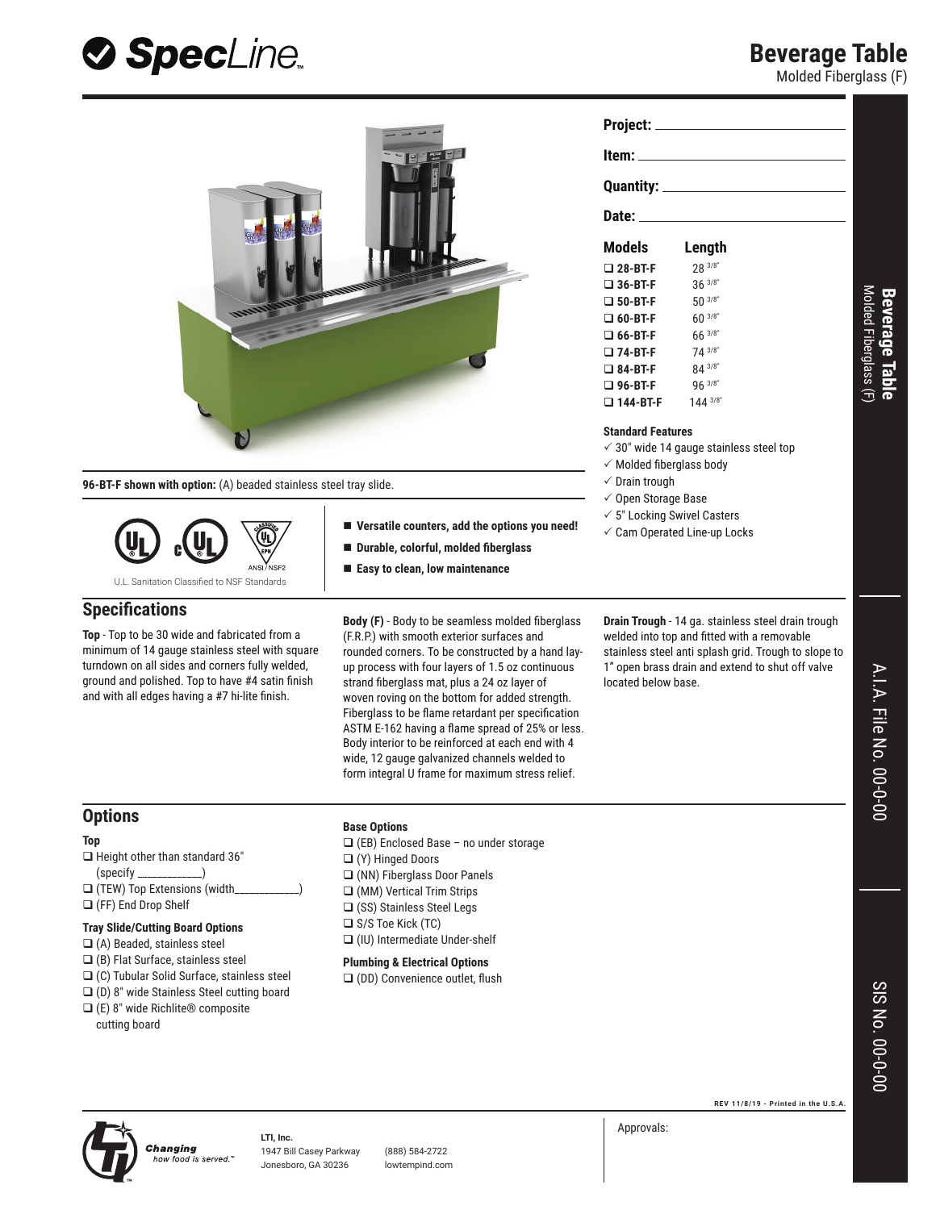# Beverage Table

Molded Fiberglass (F)

**Project:** ____________________

**Item:** ____________________

**Quantity:** ____________________

**Date:** ____________________

| Models | Length |
| --- | --- |
| ❑ 28-BT-F | 28 3/8" |
| ❑ 36-BT-F | 36 3/8" |
| ❑ 50-BT-F | 50 3/8" |
| ❑ 60-BT-F | 60 3/8" |
| ❑ 66-BT-F | 66 3/8" |
| ❑ 74-BT-F | 74 3/8" |
| ❑ 84-BT-F | 84 3/8" |
| ❑ 96-BT-F | 96 3/8" |
| ❑ 144-BT-F | 144 3/8" |

**96-BT-F shown with option:** (A) beaded stainless steel tray slide.

U.L. Sanitation Classified to NSF Standards

- **Versatile counters, add the options you need!**
- **Durable, colorful, molded fiberglass**
- **Easy to clean, low maintenance**

### Standard Features

- ✓ 30" wide 14 gauge stainless steel top
- ✓ Molded fiberglass body
- ✓ Drain trough
- ✓ Open Storage Base
- ✓ 5" Locking Swivel Casters
- ✓ Cam Operated Line-up Locks

## Specifications

**Top** - Top to be 30 wide and fabricated from a minimum of 14 gauge stainless steel with square turndown on all sides and corners fully welded, ground and polished. Top to have #4 satin finish and with all edges having a #7 hi-lite finish.

**Body (F)** - Body to be seamless molded fiberglass (F.R.P.) with smooth exterior surfaces and rounded corners. To be constructed by a hand lay-up process with four layers of 1.5 oz continuous strand fiberglass mat, plus a 24 oz layer of woven roving on the bottom for added strength. Fiberglass to be flame retardant per specification ASTM E-162 having a flame spread of 25% or less. Body interior to be reinforced at each end with 4 wide, 12 gauge galvanized channels welded to form integral U frame for maximum stress relief.

**Drain Trough** - 14 ga. stainless steel drain trough welded into top and fitted with a removable stainless steel anti splash grid. Trough to slope to 1" open brass drain and extend to shut off valve located below base.

## Options

### Top

- ❑ Height other than standard 36" (specify ___________)
- ❑ (TEW) Top Extensions (width___________)
- ❑ (FF) End Drop Shelf

### Tray Slide/Cutting Board Options

- ❑ (A) Beaded, stainless steel
- ❑ (B) Flat Surface, stainless steel
- ❑ (C) Tubular Solid Surface, stainless steel
- ❑ (D) 8" wide Stainless Steel cutting board
- ❑ (E) 8" wide Richlite® composite cutting board

### Base Options

- ❑ (EB) Enclosed Base – no under storage
- ❑ (Y) Hinged Doors
- ❑ (NN) Fiberglass Door Panels
- ❑ (MM) Vertical Trim Strips
- ❑ (SS) Stainless Steel Legs
- ❑ S/S Toe Kick (TC)
- ❑ (IU) Intermediate Under-shelf

### Plumbing & Electrical Options

- ❑ (DD) Convenience outlet, flush

A.I.A. File No. 00-0-00

SIS No. 00-0-00

REV 11/8/19 - Printed in the U.S.A.

*Changing how food is served.™*

**LTI, Inc.**
1947 Bill Casey Parkway
Jonesboro, GA 30236

(888) 584-2722
lowtempind.com

Approvals: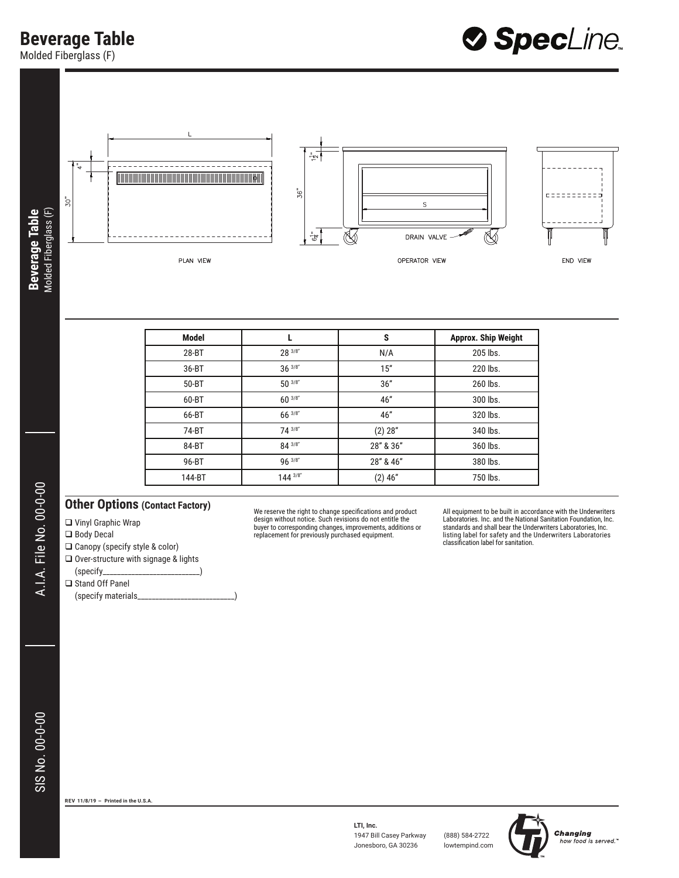# Beverage Table

Molded Fiberglass (F)

L

4"

30"

PLAN VIEW

$1\frac{1}{2}$"

36"

$6\frac{1}{4}$"

S

DRAIN VALVE

OPERATOR VIEW

END VIEW

| Model | L | S | Approx. Ship Weight |
|---|---|---|---|
| 28-BT | 28 3/8" | N/A | 205 lbs. |
| 36-BT | 36 3/8" | 15" | 220 lbs. |
| 50-BT | 50 3/8" | 36" | 260 lbs. |
| 60-BT | 60 3/8" | 46" | 300 lbs. |
| 66-BT | 66 3/8" | 46" | 320 lbs. |
| 74-BT | 74 3/8" | (2) 28" | 340 lbs. |
| 84-BT | 84 3/8" | 28" & 36" | 360 lbs. |
| 96-BT | 96 3/8" | 28" & 46" | 380 lbs. |
| 144-BT | 144 3/8" | (2) 46" | 750 lbs. |

## Other Options (Contact Factory)

- ❑ Vinyl Graphic Wrap
- ❑ Body Decal
- ❑ Canopy (specify style & color)
- ❑ Over-structure with signage & lights (specify_________________________)
- ❑ Stand Off Panel (specify materials_________________________)

We reserve the right to change specifications and product design without notice. Such revisions do not entitle the buyer to corresponding changes, improvements, additions or replacement for previously purchased equipment.

All equipment to be built in accordance with the Underwriters Laboratories. Inc. and the National Sanitation Foundation, Inc. standards and shall bear the Underwriters Laboratories, Inc. listing label for safety and the Underwriters Laboratories classification label for sanitation.

A.I.A. File No. 00-0-00

SIS No. 00-0-00

REV 11/8/19 – Printed in the U.S.A.

**LTI, Inc.**
1947 Bill Casey Parkway
Jonesboro, GA 30236

(888) 584-2722
lowtempind.com

*Changing how food is served.*™